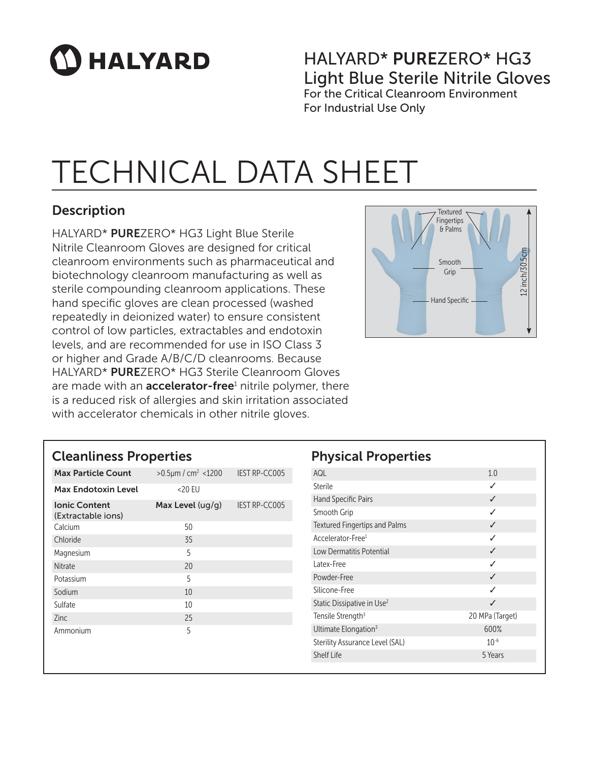HALYARD

# HALYARD* **PURE**ZERO* HG3 Light Blue Sterile Nitrile Gloves

For the Critical Cleanroom Environment
For Industrial Use Only

# TECHNICAL DATA SHEET

## Description

HALYARD* **PURE**ZERO* HG3 Light Blue Sterile Nitrile Cleanroom Gloves are designed for critical cleanroom environments such as pharmaceutical and biotechnology cleanroom manufacturing as well as sterile compounding cleanroom applications. These hand specific gloves are clean processed (washed repeatedly in deionized water) to ensure consistent control of low particles, extractables and endotoxin levels, and are recommended for use in ISO Class 3 or higher and Grade A/B/C/D cleanrooms. Because HALYARD* **PURE**ZERO* HG3 Sterile Cleanroom Gloves are made with an **accelerator-free**[1] nitrile polymer, there is a reduced risk of allergies and skin irritation associated with accelerator chemicals in other nitrile gloves.

Textured Fingertips & Palms
Smooth Grip
Hand Specific
12 inch/30.5cm

## Cleanliness Properties

| **Max Particle Count** | >0.5µm / cm² <1200 | IEST RP-CC005 |
|---|---|---|
| **Max Endotoxin Level** | <20 EU | |
| **Ionic Content (Extractable ions)** | **Max Level (ug/g)** | IEST RP-CC005 |
| Calcium | 50 | |
| Chloride | 35 | |
| Magnesium | 5 | |
| Nitrate | 20 | |
| Potassium | 5 | |
| Sodium | 10 | |
| Sulfate | 10 | |
| Zinc | 25 | |
| Ammonium | 5 | |

## Physical Properties

| Property | Value |
|---|---|
| AQL | 1.0 |
| Sterile | ✓ |
| Hand Specific Pairs | ✓ |
| Smooth Grip | ✓ |
| Textured Fingertips and Palms | ✓ |
| Accelerator-Free[1] | ✓ |
| Low Dermatitis Potential | ✓ |
| Latex-Free | ✓ |
| Powder-Free | ✓ |
| Silicone-Free | ✓ |
| Static Dissipative in Use[2] | ✓ |
| Tensile Strength[3] | 20 MPa (Target) |
| Ultimate Elongation[3] | 600% |
| Sterility Assurance Level (SAL) | $10^{-6}$ |
| Shelf Life | 5 Years |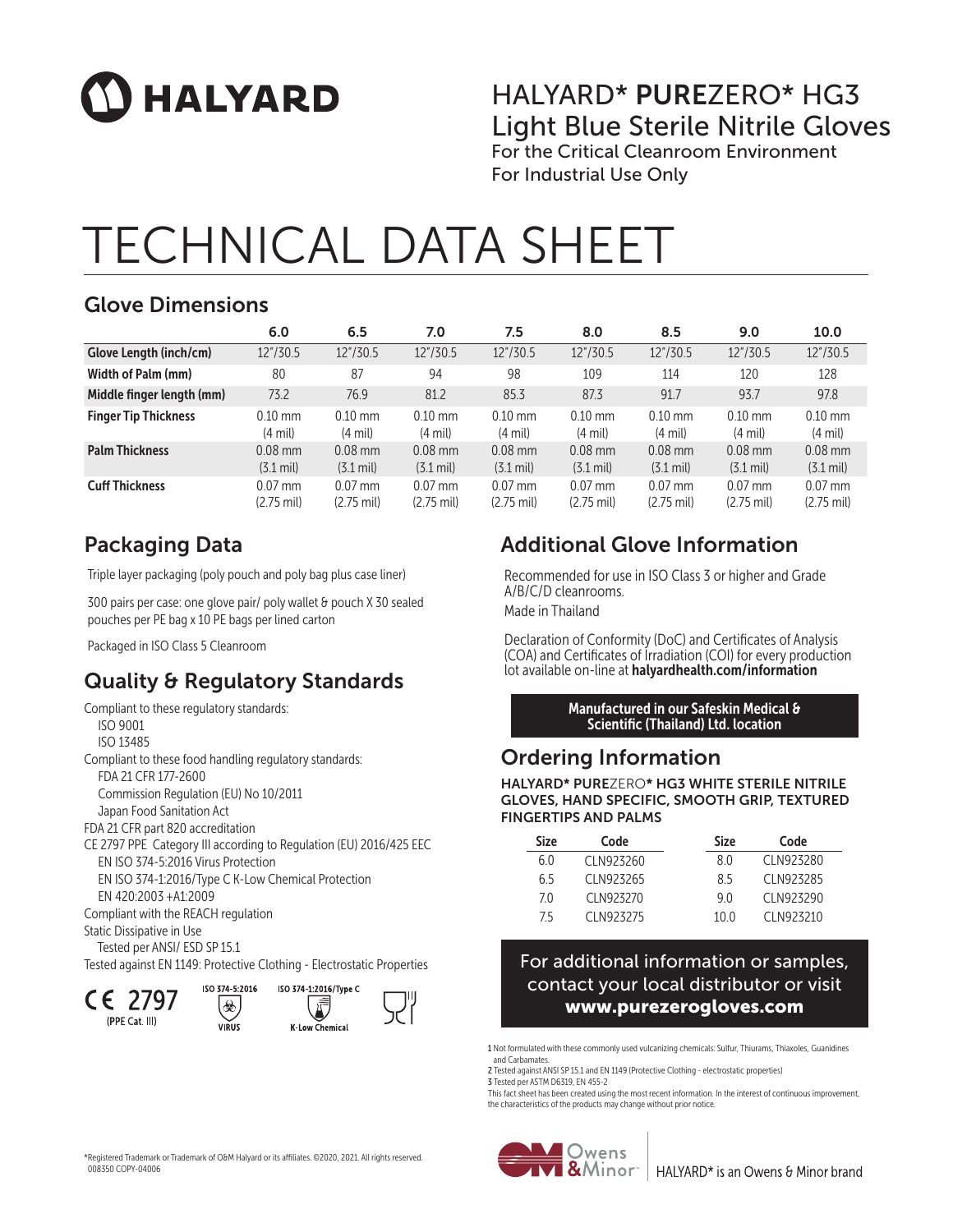# HALYARD

## HALYARD* PUREZERO* HG3 Light Blue Sterile Nitrile Gloves

For the Critical Cleanroom Environment
For Industrial Use Only

# TECHNICAL DATA SHEET

## Glove Dimensions

| | 6.0 | 6.5 | 7.0 | 7.5 | 8.0 | 8.5 | 9.0 | 10.0 |
|---|---|---|---|---|---|---|---|---|
| **Glove Length (inch/cm)** | 12"/30.5 | 12"/30.5 | 12"/30.5 | 12"/30.5 | 12"/30.5 | 12"/30.5 | 12"/30.5 | 12"/30.5 |
| **Width of Palm (mm)** | 80 | 87 | 94 | 98 | 109 | 114 | 120 | 128 |
| **Middle finger length (mm)** | 73.2 | 76.9 | 81.2 | 85.3 | 87.3 | 91.7 | 93.7 | 97.8 |
| **Finger Tip Thickness** | 0.10 mm (4 mil) | 0.10 mm (4 mil) | 0.10 mm (4 mil) | 0.10 mm (4 mil) | 0.10 mm (4 mil) | 0.10 mm (4 mil) | 0.10 mm (4 mil) | 0.10 mm (4 mil) |
| **Palm Thickness** | 0.08 mm (3.1 mil) | 0.08 mm (3.1 mil) | 0.08 mm (3.1 mil) | 0.08 mm (3.1 mil) | 0.08 mm (3.1 mil) | 0.08 mm (3.1 mil) | 0.08 mm (3.1 mil) | 0.08 mm (3.1 mil) |
| **Cuff Thickness** | 0.07 mm (2.75 mil) | 0.07 mm (2.75 mil) | 0.07 mm (2.75 mil) | 0.07 mm (2.75 mil) | 0.07 mm (2.75 mil) | 0.07 mm (2.75 mil) | 0.07 mm (2.75 mil) | 0.07 mm (2.75 mil) |

## Packaging Data

Triple layer packaging (poly pouch and poly bag plus case liner)

300 pairs per case: one glove pair/ poly wallet & pouch X 30 sealed pouches per PE bag x 10 PE bags per lined carton

Packaged in ISO Class 5 Cleanroom

## Quality & Regulatory Standards

Compliant to these regulatory standards:
- ISO 9001
- ISO 13485

Compliant to these food handling regulatory standards:
- FDA 21 CFR 177-2600
- Commission Regulation (EU) No 10/2011
- Japan Food Sanitation Act

FDA 21 CFR part 820 accreditation

CE 2797 PPE Category III according to Regulation (EU) 2016/425 EEC
- EN ISO 374-5:2016 Virus Protection
- EN ISO 374-1:2016/Type C K-Low Chemical Protection
- EN 420:2003 +A1:2009

Compliant with the REACH regulation

Static Dissipative in Use
- Tested per ANSI/ ESD SP 15.1

Tested against EN 1149: Protective Clothing - Electrostatic Properties

CE 2797 (PPE Cat. III) ISO 374-5:2016 VIRUS ISO 374-1:2016/Type C K-Low Chemical

## Additional Glove Information

Recommended for use in ISO Class 3 or higher and Grade A/B/C/D cleanrooms.

Made in Thailand

Declaration of Conformity (DoC) and Certificates of Analysis (COA) and Certificates of Irradiation (COI) for every production lot available on-line at **halyardhealth.com/information**

**Manufactured in our Safeskin Medical & Scientific (Thailand) Ltd. location**

## Ordering Information

**HALYARD* PUREZERO* HG3 WHITE STERILE NITRILE GLOVES, HAND SPECIFIC, SMOOTH GRIP, TEXTURED FINGERTIPS AND PALMS**

| Size | Code | Size | Code |
|---|---|---|---|
| 6.0 | CLN923260 | 8.0 | CLN923280 |
| 6.5 | CLN923265 | 8.5 | CLN923285 |
| 7.0 | CLN923270 | 9.0 | CLN923290 |
| 7.5 | CLN923275 | 10.0 | CLN923210 |

For additional information or samples, contact your local distributor or visit **www.purezerogloves.com**

1 Not formulated with these commonly used vulcanizing chemicals: Sulfur, Thiurams, Thiaxoles, Guanidines and Carbamates.
2 Tested against ANSI SP 15.1 and EN 1149 (Protective Clothing - electrostatic properties)
3 Tested per ASTM D6319, EN 455-2
This fact sheet has been created using the most recent information. In the interest of continuous improvement, the characteristics of the products may change without prior notice.

*Registered Trademark or Trademark of O&M Halyard or its affiliates. ©2020, 2021. All rights reserved.
008350 COPY-04006

Owens & Minor | HALYARD* is an Owens & Minor brand